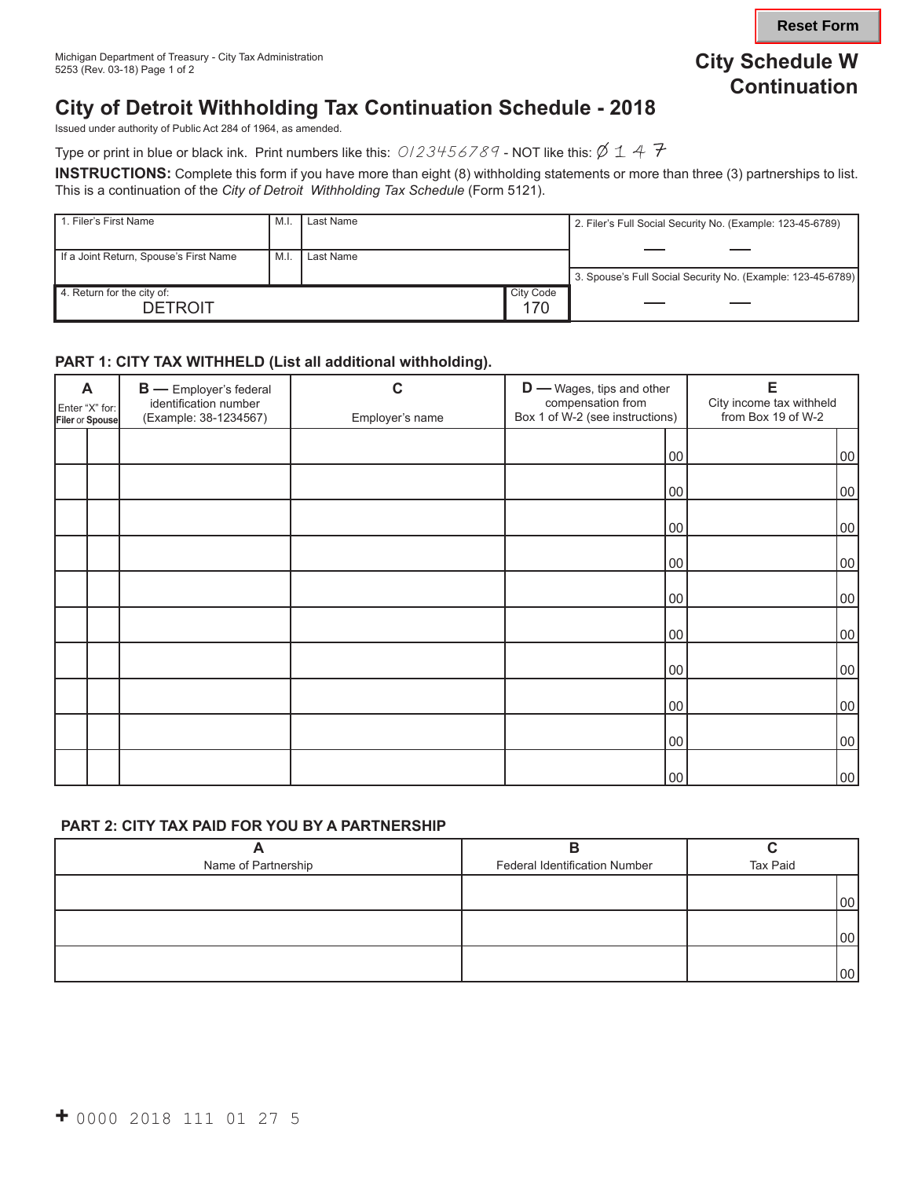Reset Form

Michigan Department of Treasury - City Tax Administration
5253 (Rev. 03-18) Page 1 of 2

**City Schedule W Continuation**

# City of Detroit Withholding Tax Continuation Schedule - 2018

Issued under authority of Public Act 284 of 1964, as amended.

Type or print in blue or black ink. Print numbers like this: 0123456789 - NOT like this: Ø 1 4 7

**INSTRUCTIONS:** Complete this form if you have more than eight (8) withholding statements or more than three (3) partnerships to list. This is a continuation of the *City of Detroit Withholding Tax Schedule* (Form 5121).

| 1. Filer's First Name | M.I. | Last Name | 2. Filer's Full Social Security No. (Example: 123-45-6789) |
|---|---|---|---|
| If a Joint Return, Spouse's First Name | M.I. | Last Name | 3. Spouse's Full Social Security No. (Example: 123-45-6789) |
| 4. Return for the city of: DETROIT | City Code 170 | | |

## PART 1: CITY TAX WITHHELD (List all additional withholding).

| A Enter "X" for: Filer | Spouse | B — Employer's federal identification number (Example: 38-1234567) | C Employer's name | D — Wages, tips and other compensation from Box 1 of W-2 (see instructions) | E City income tax withheld from Box 19 of W-2 |
|---|---|---|---|---|---|
| | | | | 00 | 00 |
| | | | | 00 | 00 |
| | | | | 00 | 00 |
| | | | | 00 | 00 |
| | | | | 00 | 00 |
| | | | | 00 | 00 |
| | | | | 00 | 00 |
| | | | | 00 | 00 |
| | | | | 00 | 00 |
| | | | | 00 | 00 |

## PART 2: CITY TAX PAID FOR YOU BY A PARTNERSHIP

| A Name of Partnership | B Federal Identification Number | C Tax Paid |
|---|---|---|
| | | 00 |
| | | 00 |
| | | 00 |

+ 0000 2018 111 01 27 5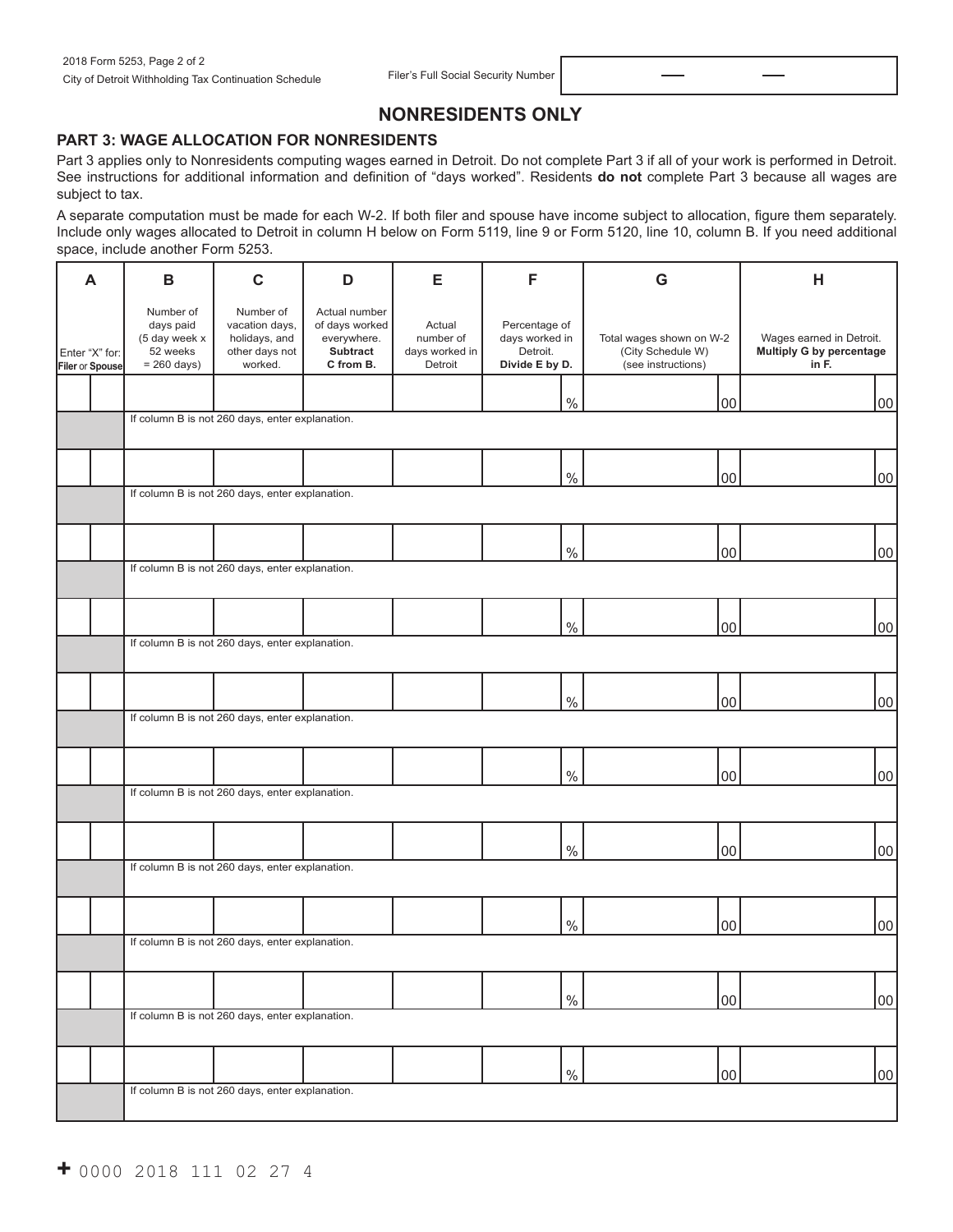2018 Form 5253, Page 2 of 2

City of Detroit Withholding Tax Continuation Schedule

Filer's Full Social Security Number

## NONRESIDENTS ONLY

### PART 3: WAGE ALLOCATION FOR NONRESIDENTS

Part 3 applies only to Nonresidents computing wages earned in Detroit. Do not complete Part 3 if all of your work is performed in Detroit. See instructions for additional information and definition of "days worked". Residents **do not** complete Part 3 because all wages are subject to tax.

A separate computation must be made for each W-2. If both filer and spouse have income subject to allocation, figure them separately. Include only wages allocated to Detroit in column H below on Form 5119, line 9 or Form 5120, line 10, column B. If you need additional space, include another Form 5253.

| A | | B | C | D | E | F | G | H |
|---|---|---|---|---|---|---|---|---|
| Enter "X" for: **Filer** | **Spouse** | Number of days paid (5 day week x 52 weeks = 260 days) | Number of vacation days, holidays, and other days not worked. | Actual number of days worked everywhere. **Subtract C from B.** | Actual number of days worked in Detroit | Percentage of days worked in Detroit. **Divide E by D.** | Total wages shown on W-2 (City Schedule W) (see instructions) | Wages earned in Detroit. **Multiply G by percentage in F.** |
| | | | | | | % | 00 | 00 |
| | | If column B is not 260 days, enter explanation. | | | | | | |
| | | | | | | % | 00 | 00 |
| | | If column B is not 260 days, enter explanation. | | | | | | |
| | | | | | | % | 00 | 00 |
| | | If column B is not 260 days, enter explanation. | | | | | | |
| | | | | | | % | 00 | 00 |
| | | If column B is not 260 days, enter explanation. | | | | | | |
| | | | | | | % | 00 | 00 |
| | | If column B is not 260 days, enter explanation. | | | | | | |
| | | | | | | % | 00 | 00 |
| | | If column B is not 260 days, enter explanation. | | | | | | |
| | | | | | | % | 00 | 00 |
| | | If column B is not 260 days, enter explanation. | | | | | | |
| | | | | | | % | 00 | 00 |
| | | If column B is not 260 days, enter explanation. | | | | | | |
| | | | | | | % | 00 | 00 |
| | | If column B is not 260 days, enter explanation. | | | | | | |
| | | | | | | % | 00 | 00 |
| | | If column B is not 260 days, enter explanation. | | | | | | |

+ 0000 2018 111 02 27 4